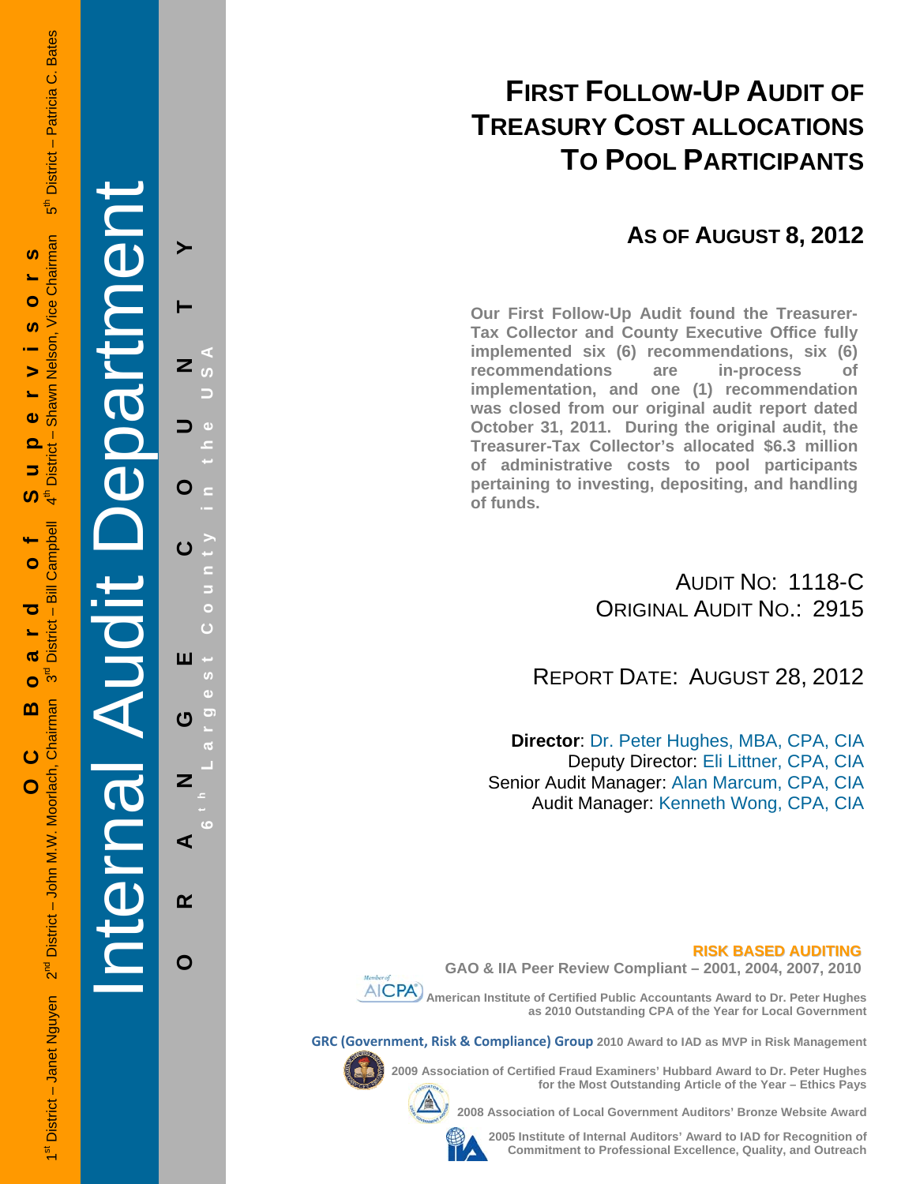OC Board of Supervisors

1st District – Janet Nguyen   2nd District – John M.W. Moorlach, Chairman   3rd District – Bill Campbell   4th District – Shawn Nelson, Vice Chairman   5th District – Patricia C. Bates

Internal Audit Department

ORANGE COUNTY

6th Largest County in the USA

# FIRST FOLLOW-UP AUDIT OF TREASURY COST ALLOCATIONS TO POOL PARTICIPANTS

## AS OF AUGUST 8, 2012

**Our First Follow-Up Audit found the Treasurer-Tax Collector and County Executive Office fully implemented six (6) recommendations, six (6) recommendations are in-process of implementation, and one (1) recommendation was closed from our original audit report dated October 31, 2011. During the original audit, the Treasurer-Tax Collector's allocated $6.3 million of administrative costs to pool participants pertaining to investing, depositing, and handling of funds.**

AUDIT NO: 1118-C
ORIGINAL AUDIT NO.: 2915

REPORT DATE: AUGUST 28, 2012

**Director**: Dr. Peter Hughes, MBA, CPA, CIA
Deputy Director: Eli Littner, CPA, CIA
Senior Audit Manager: Alan Marcum, CPA, CIA
Audit Manager: Kenneth Wong, CPA, CIA

**RISK BASED AUDITING**

**GAO & IIA Peer Review Compliant – 2001, 2004, 2007, 2010**

Member of AICPA

**American Institute of Certified Public Accountants Award to Dr. Peter Hughes as 2010 Outstanding CPA of the Year for Local Government**

**GRC (Government, Risk & Compliance) Group 2010 Award to IAD as MVP in Risk Management**

**2009 Association of Certified Fraud Examiners' Hubbard Award to Dr. Peter Hughes for the Most Outstanding Article of the Year – Ethics Pays**

**2008 Association of Local Government Auditors' Bronze Website Award**

**2005 Institute of Internal Auditors' Award to IAD for Recognition of Commitment to Professional Excellence, Quality, and Outreach**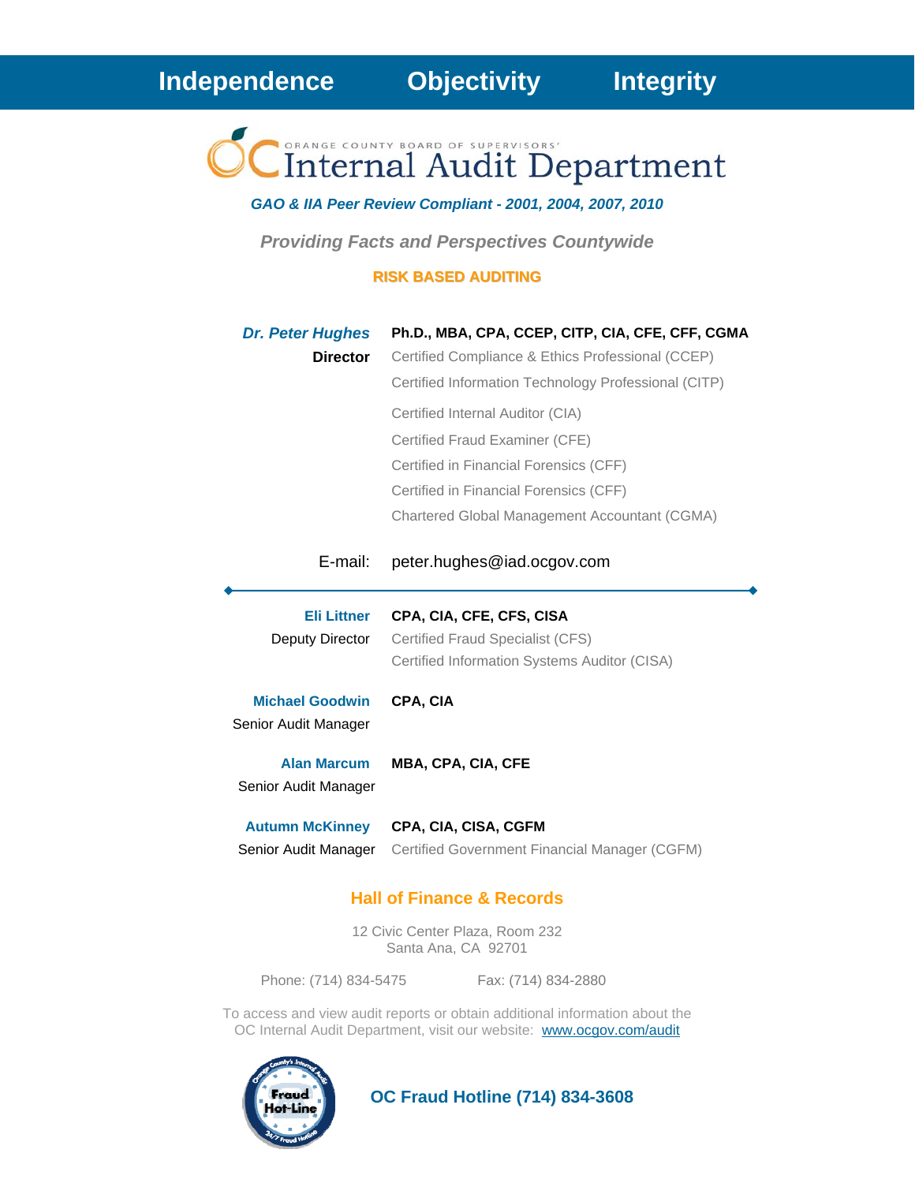**Independence** **Objectivity** **Integrity**

ORANGE COUNTY BOARD OF SUPERVISORS'

# Internal Audit Department

***GAO & IIA Peer Review Compliant - 2001, 2004, 2007, 2010***

***Providing Facts and Perspectives Countywide***

**RISK BASED AUDITING**

***Dr. Peter Hughes*** — **Ph.D., MBA, CPA, CCEP, CITP, CIA, CFE, CFF, CGMA**

**Director**

Certified Compliance & Ethics Professional (CCEP)
Certified Information Technology Professional (CITP)
Certified Internal Auditor (CIA)
Certified Fraud Examiner (CFE)
Certified in Financial Forensics (CFF)
Certified in Financial Forensics (CFF)
Chartered Global Management Accountant (CGMA)

E-mail: peter.hughes@iad.ocgov.com

---

**Eli Littner** — **CPA, CIA, CFE, CFS, CISA**

Deputy Director

Certified Fraud Specialist (CFS)
Certified Information Systems Auditor (CISA)

**Michael Goodwin** — **CPA, CIA**

Senior Audit Manager

**Alan Marcum** — **MBA, CPA, CIA, CFE**

Senior Audit Manager

**Autumn McKinney** — **CPA, CIA, CISA, CGFM**

Senior Audit Manager

Certified Government Financial Manager (CGFM)

## Hall of Finance & Records

12 Civic Center Plaza, Room 232
Santa Ana, CA 92701

Phone: (714) 834-5475 Fax: (714) 834-2880

To access and view audit reports or obtain additional information about the OC Internal Audit Department, visit our website: www.ocgov.com/audit

**OC Fraud Hotline (714) 834-3608**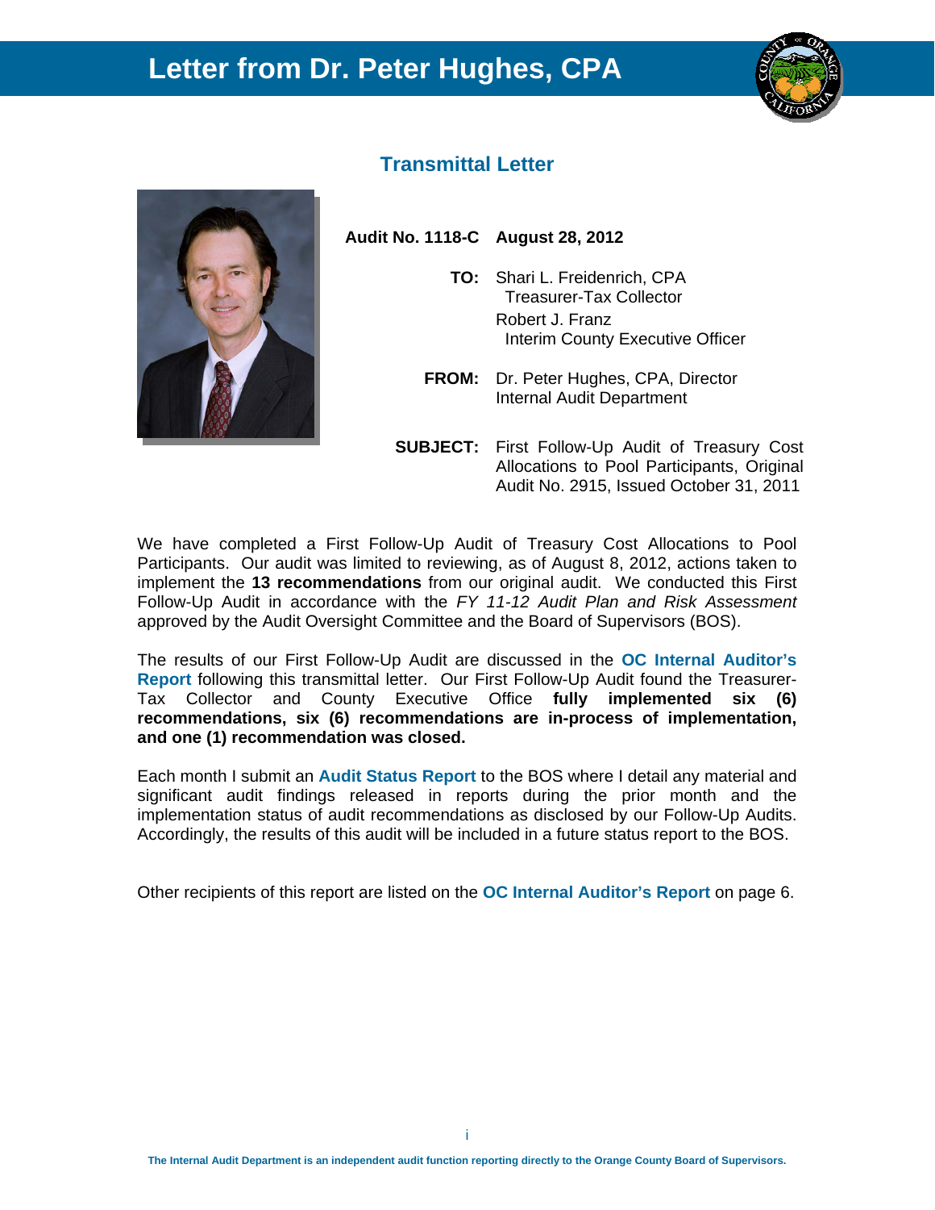# Letter from Dr. Peter Hughes, CPA

## Transmittal Letter

**Audit No. 1118-C** **August 28, 2012**

**TO:** Shari L. Freidenrich, CPA
Treasurer-Tax Collector
Robert J. Franz
Interim County Executive Officer

**FROM:** Dr. Peter Hughes, CPA, Director
Internal Audit Department

**SUBJECT:** First Follow-Up Audit of Treasury Cost Allocations to Pool Participants, Original Audit No. 2915, Issued October 31, 2011

We have completed a First Follow-Up Audit of Treasury Cost Allocations to Pool Participants. Our audit was limited to reviewing, as of August 8, 2012, actions taken to implement the **13 recommendations** from our original audit. We conducted this First Follow-Up Audit in accordance with the *FY 11-12 Audit Plan and Risk Assessment* approved by the Audit Oversight Committee and the Board of Supervisors (BOS).

The results of our First Follow-Up Audit are discussed in the **OC Internal Auditor's Report** following this transmittal letter. Our First Follow-Up Audit found the Treasurer-Tax Collector and County Executive Office **fully implemented six (6) recommendations, six (6) recommendations are in-process of implementation, and one (1) recommendation was closed.**

Each month I submit an **Audit Status Report** to the BOS where I detail any material and significant audit findings released in reports during the prior month and the implementation status of audit recommendations as disclosed by our Follow-Up Audits. Accordingly, the results of this audit will be included in a future status report to the BOS.

Other recipients of this report are listed on the **OC Internal Auditor's Report** on page 6.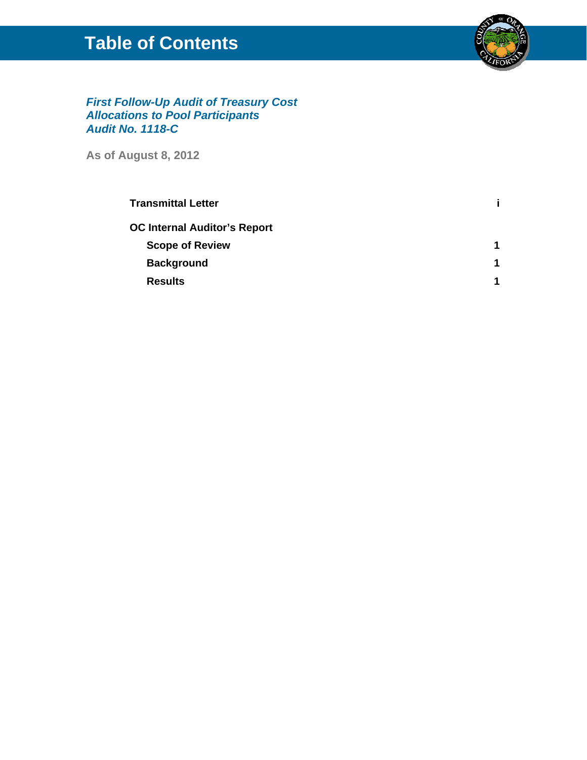# Table of Contents

***First Follow-Up Audit of Treasury Cost Allocations to Pool Participants***
***Audit No. 1118-C***

**As of August 8, 2012**

| | |
|---|---|
| **Transmittal Letter** | **i** |
| **OC Internal Auditor's Report** | |
| **Scope of Review** | **1** |
| **Background** | **1** |
| **Results** | **1** |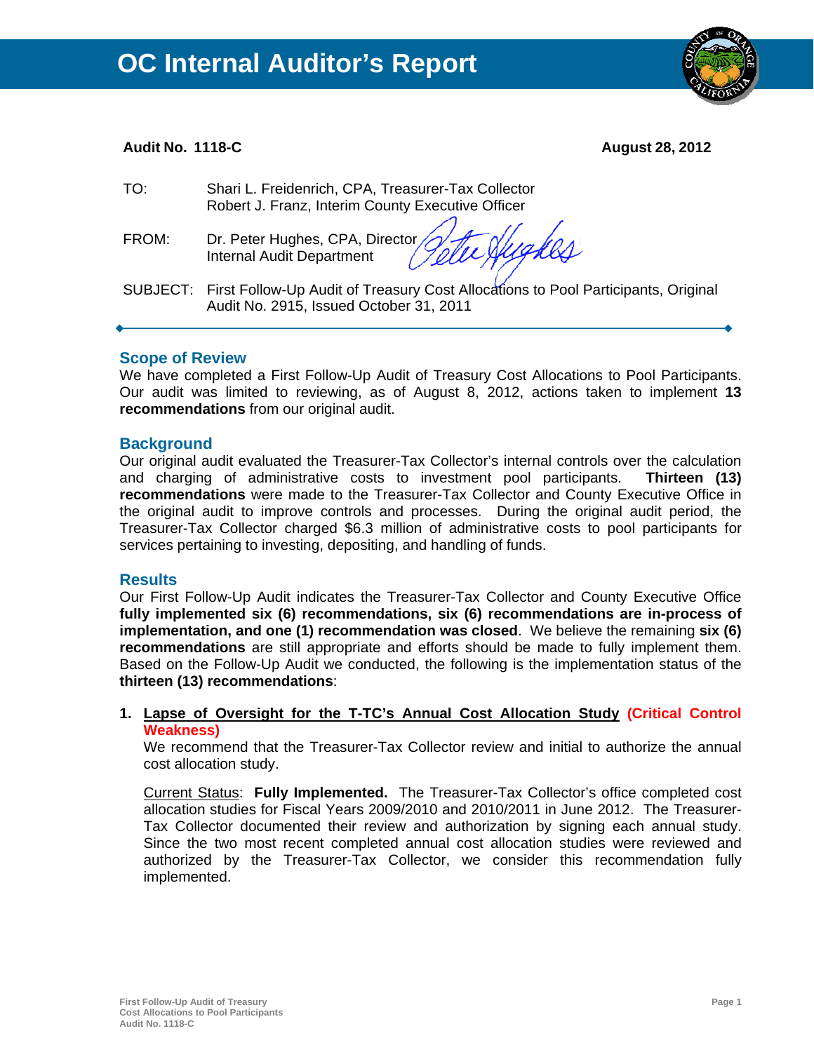# OC Internal Auditor's Report

**Audit No. 1118-C** **August 28, 2012**

TO: Shari L. Freidenrich, CPA, Treasurer-Tax Collector
Robert J. Franz, Interim County Executive Officer

FROM: Dr. Peter Hughes, CPA, Director
Internal Audit Department

SUBJECT: First Follow-Up Audit of Treasury Cost Allocations to Pool Participants, Original Audit No. 2915, Issued October 31, 2011

---

## Scope of Review

We have completed a First Follow-Up Audit of Treasury Cost Allocations to Pool Participants. Our audit was limited to reviewing, as of August 8, 2012, actions taken to implement **13 recommendations** from our original audit.

## Background

Our original audit evaluated the Treasurer-Tax Collector's internal controls over the calculation and charging of administrative costs to investment pool participants. **Thirteen (13) recommendations** were made to the Treasurer-Tax Collector and County Executive Office in the original audit to improve controls and processes. During the original audit period, the Treasurer-Tax Collector charged $6.3 million of administrative costs to pool participants for services pertaining to investing, depositing, and handling of funds.

## Results

Our First Follow-Up Audit indicates the Treasurer-Tax Collector and County Executive Office **fully implemented six (6) recommendations, six (6) recommendations are in-process of implementation, and one (1) recommendation was closed**. We believe the remaining **six (6) recommendations** are still appropriate and efforts should be made to fully implement them. Based on the Follow-Up Audit we conducted, the following is the implementation status of the **thirteen (13) recommendations**:

1. **Lapse of Oversight for the T-TC's Annual Cost Allocation Study (Critical Control Weakness)**
   We recommend that the Treasurer-Tax Collector review and initial to authorize the annual cost allocation study.

   Current Status: **Fully Implemented.** The Treasurer-Tax Collector's office completed cost allocation studies for Fiscal Years 2009/2010 and 2010/2011 in June 2012. The Treasurer-Tax Collector documented their review and authorization by signing each annual study. Since the two most recent completed annual cost allocation studies were reviewed and authorized by the Treasurer-Tax Collector, we consider this recommendation fully implemented.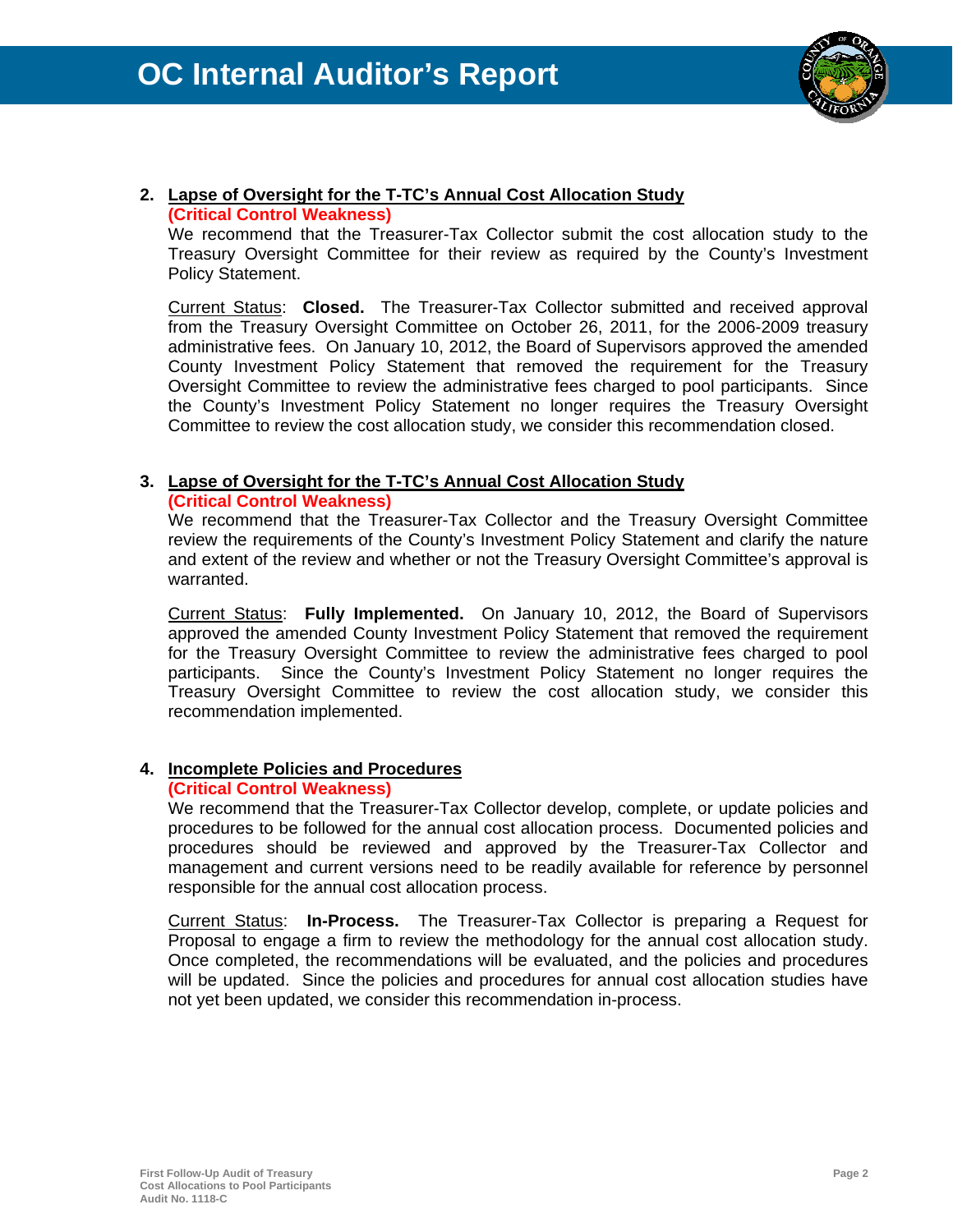2. **Lapse of Oversight for the T-TC's Annual Cost Allocation Study**
   **(Critical Control Weakness)**
   We recommend that the Treasurer-Tax Collector submit the cost allocation study to the Treasury Oversight Committee for their review as required by the County's Investment Policy Statement.

   Current Status: **Closed.** The Treasurer-Tax Collector submitted and received approval from the Treasury Oversight Committee on October 26, 2011, for the 2006-2009 treasury administrative fees. On January 10, 2012, the Board of Supervisors approved the amended County Investment Policy Statement that removed the requirement for the Treasury Oversight Committee to review the administrative fees charged to pool participants. Since the County's Investment Policy Statement no longer requires the Treasury Oversight Committee to review the cost allocation study, we consider this recommendation closed.

3. **Lapse of Oversight for the T-TC's Annual Cost Allocation Study**
   **(Critical Control Weakness)**
   We recommend that the Treasurer-Tax Collector and the Treasury Oversight Committee review the requirements of the County's Investment Policy Statement and clarify the nature and extent of the review and whether or not the Treasury Oversight Committee's approval is warranted.

   Current Status: **Fully Implemented.** On January 10, 2012, the Board of Supervisors approved the amended County Investment Policy Statement that removed the requirement for the Treasury Oversight Committee to review the administrative fees charged to pool participants. Since the County's Investment Policy Statement no longer requires the Treasury Oversight Committee to review the cost allocation study, we consider this recommendation implemented.

4. **Incomplete Policies and Procedures**
   **(Critical Control Weakness)**
   We recommend that the Treasurer-Tax Collector develop, complete, or update policies and procedures to be followed for the annual cost allocation process. Documented policies and procedures should be reviewed and approved by the Treasurer-Tax Collector and management and current versions need to be readily available for reference by personnel responsible for the annual cost allocation process.

   Current Status: **In-Process.** The Treasurer-Tax Collector is preparing a Request for Proposal to engage a firm to review the methodology for the annual cost allocation study. Once completed, the recommendations will be evaluated, and the policies and procedures will be updated. Since the policies and procedures for annual cost allocation studies have not yet been updated, we consider this recommendation in-process.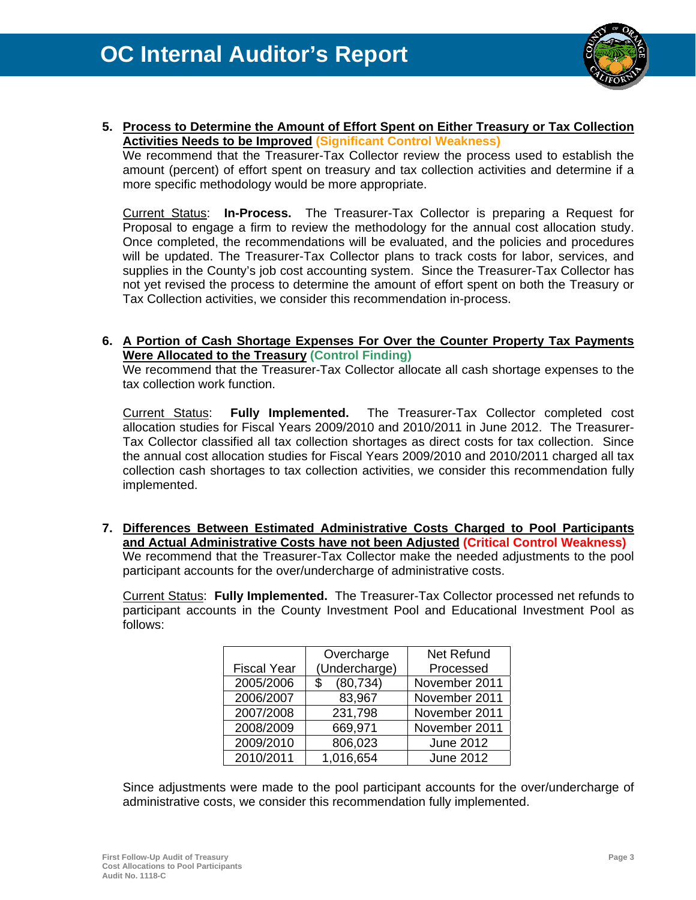5. **Process to Determine the Amount of Effort Spent on Either Treasury or Tax Collection Activities Needs to be Improved** **(Significant Control Weakness)**
   We recommend that the Treasurer-Tax Collector review the process used to establish the amount (percent) of effort spent on treasury and tax collection activities and determine if a more specific methodology would be more appropriate.

   Current Status: **In-Process.** The Treasurer-Tax Collector is preparing a Request for Proposal to engage a firm to review the methodology for the annual cost allocation study. Once completed, the recommendations will be evaluated, and the policies and procedures will be updated. The Treasurer-Tax Collector plans to track costs for labor, services, and supplies in the County's job cost accounting system. Since the Treasurer-Tax Collector has not yet revised the process to determine the amount of effort spent on both the Treasury or Tax Collection activities, we consider this recommendation in-process.

6. **A Portion of Cash Shortage Expenses For Over the Counter Property Tax Payments Were Allocated to the Treasury** **(Control Finding)**
   We recommend that the Treasurer-Tax Collector allocate all cash shortage expenses to the tax collection work function.

   Current Status: **Fully Implemented.** The Treasurer-Tax Collector completed cost allocation studies for Fiscal Years 2009/2010 and 2010/2011 in June 2012. The Treasurer-Tax Collector classified all tax collection shortages as direct costs for tax collection. Since the annual cost allocation studies for Fiscal Years 2009/2010 and 2010/2011 charged all tax collection cash shortages to tax collection activities, we consider this recommendation fully implemented.

7. **Differences Between Estimated Administrative Costs Charged to Pool Participants and Actual Administrative Costs have not been Adjusted** **(Critical Control Weakness)**
   We recommend that the Treasurer-Tax Collector make the needed adjustments to the pool participant accounts for the over/undercharge of administrative costs.

   Current Status: **Fully Implemented.** The Treasurer-Tax Collector processed net refunds to participant accounts in the County Investment Pool and Educational Investment Pool as follows:

| Fiscal Year | Overcharge (Undercharge) | Net Refund Processed |
|---|---|---|
| 2005/2006 | $ (80,734) | November 2011 |
| 2006/2007 | 83,967 | November 2011 |
| 2007/2008 | 231,798 | November 2011 |
| 2008/2009 | 669,971 | November 2011 |
| 2009/2010 | 806,023 | June 2012 |
| 2010/2011 | 1,016,654 | June 2012 |

   Since adjustments were made to the pool participant accounts for the over/undercharge of administrative costs, we consider this recommendation fully implemented.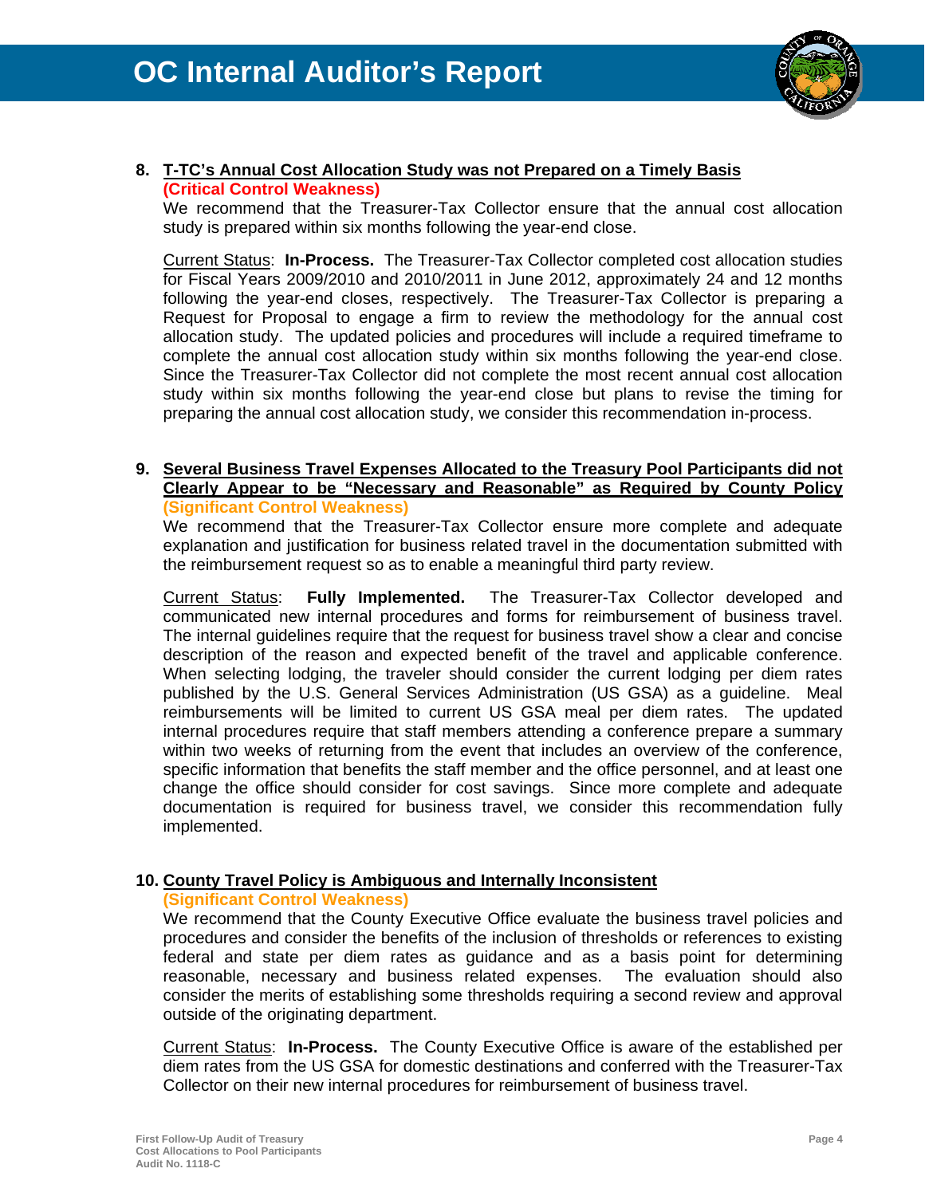**8. <u>T-TC's Annual Cost Allocation Study was not Prepared on a Timely Basis</u>**
**(Critical Control Weakness)**

We recommend that the Treasurer-Tax Collector ensure that the annual cost allocation study is prepared within six months following the year-end close.

<u>Current Status</u>: **In-Process.** The Treasurer-Tax Collector completed cost allocation studies for Fiscal Years 2009/2010 and 2010/2011 in June 2012, approximately 24 and 12 months following the year-end closes, respectively. The Treasurer-Tax Collector is preparing a Request for Proposal to engage a firm to review the methodology for the annual cost allocation study. The updated policies and procedures will include a required timeframe to complete the annual cost allocation study within six months following the year-end close. Since the Treasurer-Tax Collector did not complete the most recent annual cost allocation study within six months following the year-end close but plans to revise the timing for preparing the annual cost allocation study, we consider this recommendation in-process.

**9. <u>Several Business Travel Expenses Allocated to the Treasury Pool Participants did not Clearly Appear to be "Necessary and Reasonable" as Required by County Policy</u>**
**(Significant Control Weakness)**

We recommend that the Treasurer-Tax Collector ensure more complete and adequate explanation and justification for business related travel in the documentation submitted with the reimbursement request so as to enable a meaningful third party review.

<u>Current Status</u>: **Fully Implemented.** The Treasurer-Tax Collector developed and communicated new internal procedures and forms for reimbursement of business travel. The internal guidelines require that the request for business travel show a clear and concise description of the reason and expected benefit of the travel and applicable conference. When selecting lodging, the traveler should consider the current lodging per diem rates published by the U.S. General Services Administration (US GSA) as a guideline. Meal reimbursements will be limited to current US GSA meal per diem rates. The updated internal procedures require that staff members attending a conference prepare a summary within two weeks of returning from the event that includes an overview of the conference, specific information that benefits the staff member and the office personnel, and at least one change the office should consider for cost savings. Since more complete and adequate documentation is required for business travel, we consider this recommendation fully implemented.

**10. <u>County Travel Policy is Ambiguous and Internally Inconsistent</u>**
**(Significant Control Weakness)**

We recommend that the County Executive Office evaluate the business travel policies and procedures and consider the benefits of the inclusion of thresholds or references to existing federal and state per diem rates as guidance and as a basis point for determining reasonable, necessary and business related expenses. The evaluation should also consider the merits of establishing some thresholds requiring a second review and approval outside of the originating department.

<u>Current Status</u>: **In-Process.** The County Executive Office is aware of the established per diem rates from the US GSA for domestic destinations and conferred with the Treasurer-Tax Collector on their new internal procedures for reimbursement of business travel.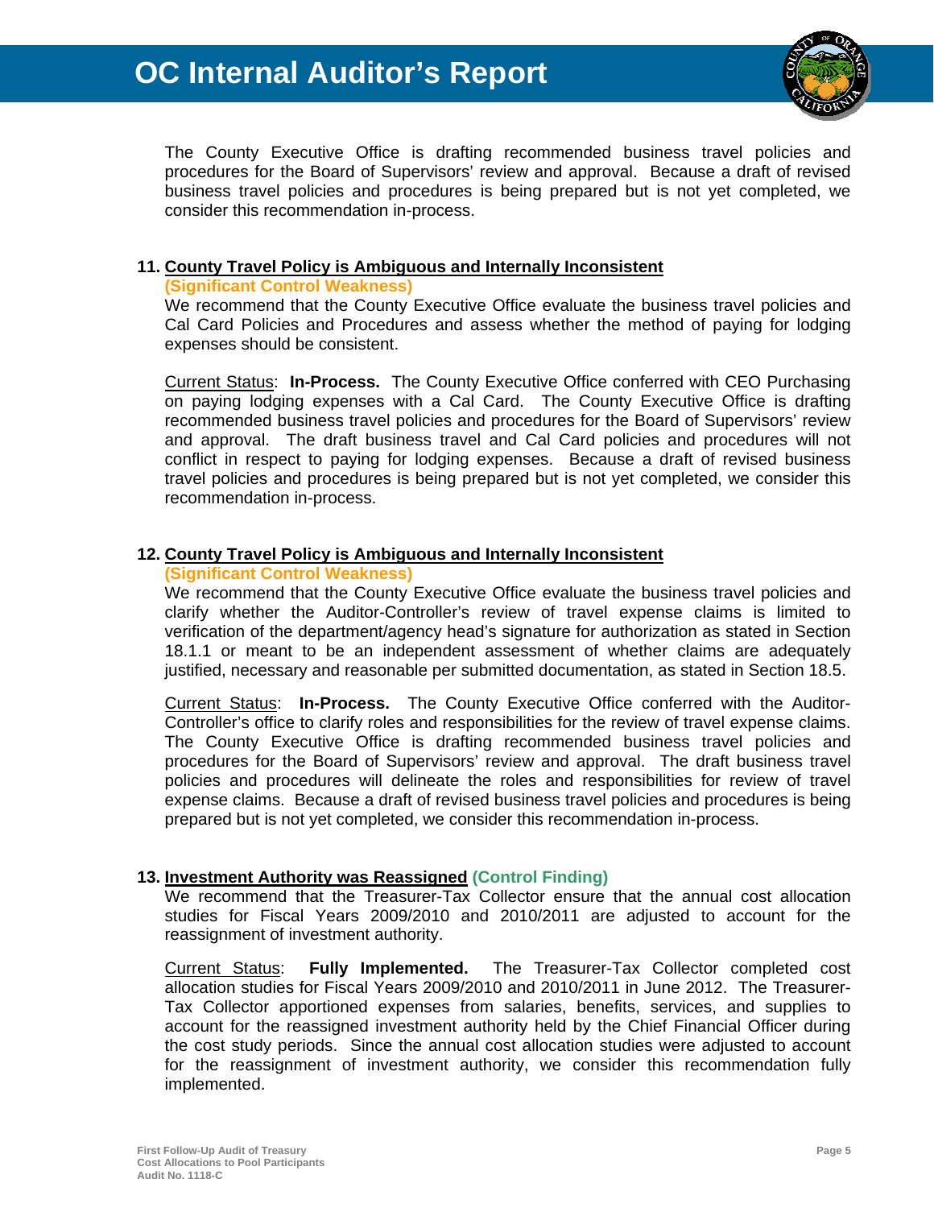The County Executive Office is drafting recommended business travel policies and procedures for the Board of Supervisors' review and approval. Because a draft of revised business travel policies and procedures is being prepared but is not yet completed, we consider this recommendation in-process.

**11. <u>County Travel Policy is Ambiguous and Internally Inconsistent</u>**
**(Significant Control Weakness)**

We recommend that the County Executive Office evaluate the business travel policies and Cal Card Policies and Procedures and assess whether the method of paying for lodging expenses should be consistent.

<u>Current Status</u>: **In-Process.** The County Executive Office conferred with CEO Purchasing on paying lodging expenses with a Cal Card. The County Executive Office is drafting recommended business travel policies and procedures for the Board of Supervisors' review and approval. The draft business travel and Cal Card policies and procedures will not conflict in respect to paying for lodging expenses. Because a draft of revised business travel policies and procedures is being prepared but is not yet completed, we consider this recommendation in-process.

**12. <u>County Travel Policy is Ambiguous and Internally Inconsistent</u>**
**(Significant Control Weakness)**

We recommend that the County Executive Office evaluate the business travel policies and clarify whether the Auditor-Controller's review of travel expense claims is limited to verification of the department/agency head's signature for authorization as stated in Section 18.1.1 or meant to be an independent assessment of whether claims are adequately justified, necessary and reasonable per submitted documentation, as stated in Section 18.5.

<u>Current Status</u>: **In-Process.** The County Executive Office conferred with the Auditor-Controller's office to clarify roles and responsibilities for the review of travel expense claims. The County Executive Office is drafting recommended business travel policies and procedures for the Board of Supervisors' review and approval. The draft business travel policies and procedures will delineate the roles and responsibilities for review of travel expense claims. Because a draft of revised business travel policies and procedures is being prepared but is not yet completed, we consider this recommendation in-process.

**13. <u>Investment Authority was Reassigned</u> (Control Finding)**

We recommend that the Treasurer-Tax Collector ensure that the annual cost allocation studies for Fiscal Years 2009/2010 and 2010/2011 are adjusted to account for the reassignment of investment authority.

<u>Current Status</u>: **Fully Implemented.** The Treasurer-Tax Collector completed cost allocation studies for Fiscal Years 2009/2010 and 2010/2011 in June 2012. The Treasurer-Tax Collector apportioned expenses from salaries, benefits, services, and supplies to account for the reassigned investment authority held by the Chief Financial Officer during the cost study periods. Since the annual cost allocation studies were adjusted to account for the reassignment of investment authority, we consider this recommendation fully implemented.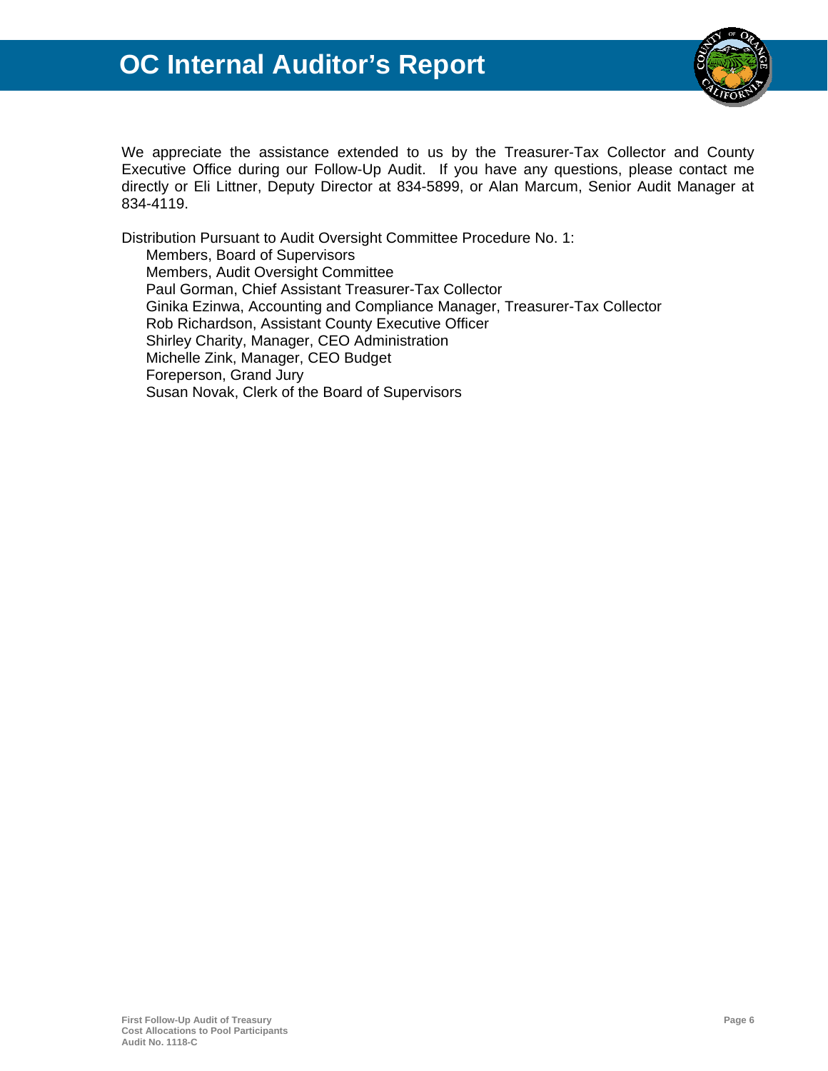We appreciate the assistance extended to us by the Treasurer-Tax Collector and County Executive Office during our Follow-Up Audit. If you have any questions, please contact me directly or Eli Littner, Deputy Director at 834-5899, or Alan Marcum, Senior Audit Manager at 834-4119.

Distribution Pursuant to Audit Oversight Committee Procedure No. 1:

- Members, Board of Supervisors
- Members, Audit Oversight Committee
- Paul Gorman, Chief Assistant Treasurer-Tax Collector
- Ginika Ezinwa, Accounting and Compliance Manager, Treasurer-Tax Collector
- Rob Richardson, Assistant County Executive Officer
- Shirley Charity, Manager, CEO Administration
- Michelle Zink, Manager, CEO Budget
- Foreperson, Grand Jury
- Susan Novak, Clerk of the Board of Supervisors